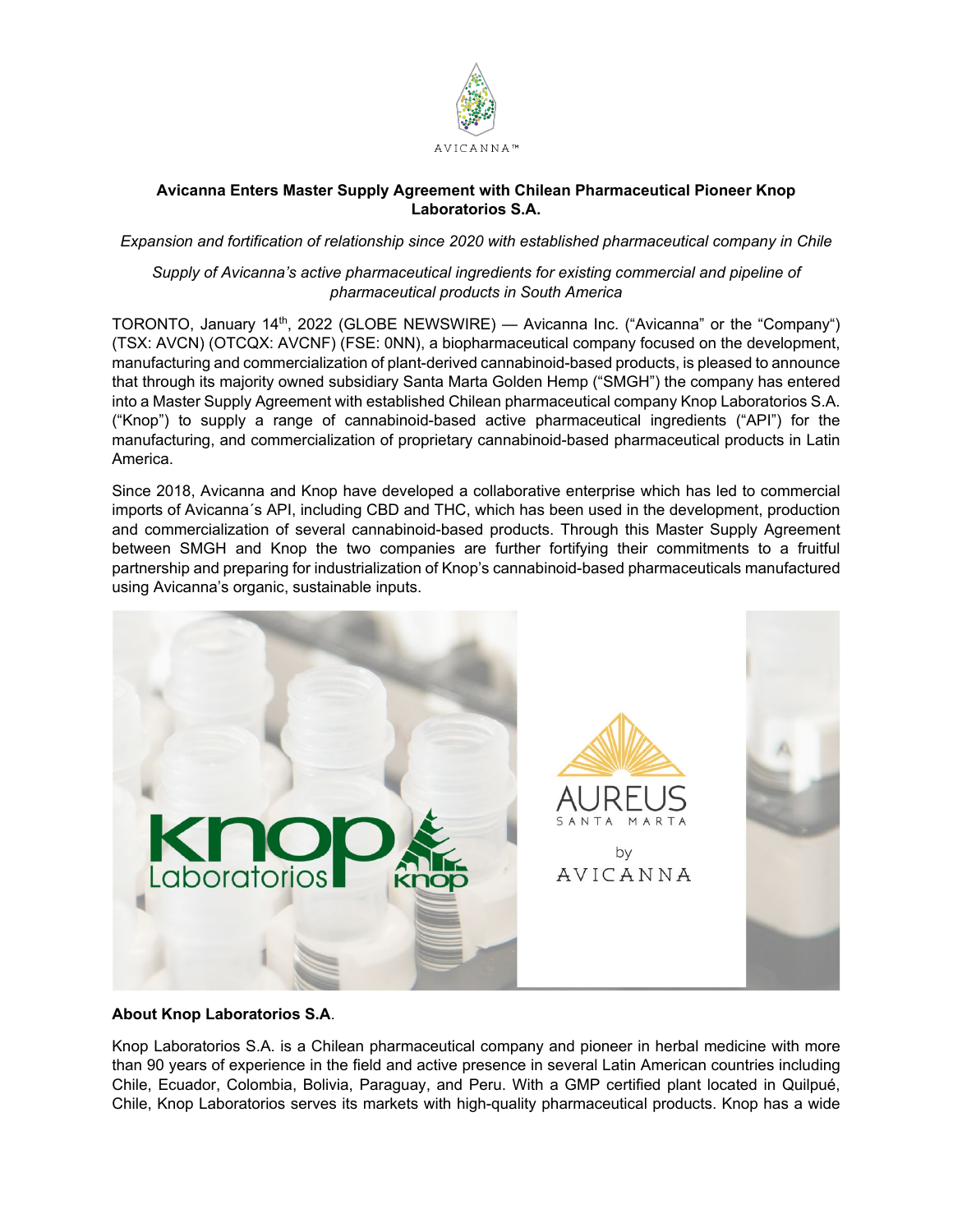**Avicanna Enters Master Supply Agreement with Chilean Pharmaceutical Pioneer Knop Laboratorios S.A.**

*Expansion and fortification of relationship since 2020 with established pharmaceutical company in Chile*

*Supply of Avicanna's active pharmaceutical ingredients for existing commercial and pipeline of pharmaceutical products in South America*

TORONTO, January 14th, 2022 (GLOBE NEWSWIRE) — Avicanna Inc. ("Avicanna" or the "Company") (TSX: AVCN) (OTCQX: AVCNF) (FSE: 0NN), a biopharmaceutical company focused on the development, manufacturing and commercialization of plant-derived cannabinoid-based products, is pleased to announce that through its majority owned subsidiary Santa Marta Golden Hemp ("SMGH") the company has entered into a Master Supply Agreement with established Chilean pharmaceutical company Knop Laboratorios S.A. ("Knop") to supply a range of cannabinoid-based active pharmaceutical ingredients ("API") for the manufacturing, and commercialization of proprietary cannabinoid-based pharmaceutical products in Latin America.

Since 2018, Avicanna and Knop have developed a collaborative enterprise which has led to commercial imports of Avicanna´s API, including CBD and THC, which has been used in the development, production and commercialization of several cannabinoid-based products. Through this Master Supply Agreement between SMGH and Knop the two companies are further fortifying their commitments to a fruitful partnership and preparing for industrialization of Knop's cannabinoid-based pharmaceuticals manufactured using Avicanna's organic, sustainable inputs.

**About Knop Laboratorios S.A**.

Knop Laboratorios S.A. is a Chilean pharmaceutical company and pioneer in herbal medicine with more than 90 years of experience in the field and active presence in several Latin American countries including Chile, Ecuador, Colombia, Bolivia, Paraguay, and Peru. With a GMP certified plant located in Quilpué, Chile, Knop Laboratorios serves its markets with high-quality pharmaceutical products. Knop has a wide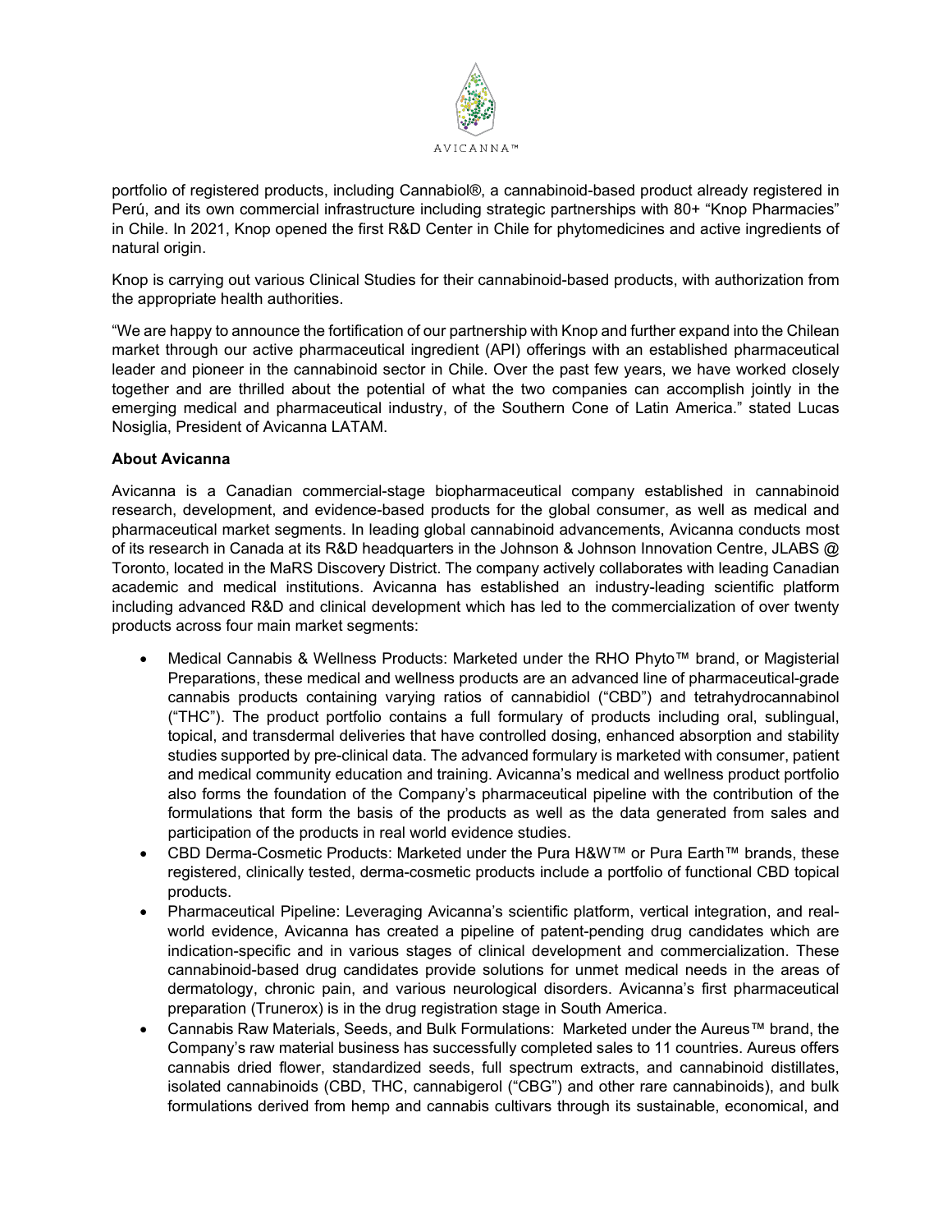portfolio of registered products, including Cannabiol®, a cannabinoid-based product already registered in Perú, and its own commercial infrastructure including strategic partnerships with 80+ "Knop Pharmacies" in Chile. In 2021, Knop opened the first R&D Center in Chile for phytomedicines and active ingredients of natural origin.

Knop is carrying out various Clinical Studies for their cannabinoid-based products, with authorization from the appropriate health authorities.

"We are happy to announce the fortification of our partnership with Knop and further expand into the Chilean market through our active pharmaceutical ingredient (API) offerings with an established pharmaceutical leader and pioneer in the cannabinoid sector in Chile. Over the past few years, we have worked closely together and are thrilled about the potential of what the two companies can accomplish jointly in the emerging medical and pharmaceutical industry, of the Southern Cone of Latin America." stated Lucas Nosiglia, President of Avicanna LATAM.

**About Avicanna**

Avicanna is a Canadian commercial-stage biopharmaceutical company established in cannabinoid research, development, and evidence-based products for the global consumer, as well as medical and pharmaceutical market segments. In leading global cannabinoid advancements, Avicanna conducts most of its research in Canada at its R&D headquarters in the Johnson & Johnson Innovation Centre, JLABS @ Toronto, located in the MaRS Discovery District. The company actively collaborates with leading Canadian academic and medical institutions. Avicanna has established an industry-leading scientific platform including advanced R&D and clinical development which has led to the commercialization of over twenty products across four main market segments:

- Medical Cannabis & Wellness Products: Marketed under the RHO Phyto™ brand, or Magisterial Preparations, these medical and wellness products are an advanced line of pharmaceutical-grade cannabis products containing varying ratios of cannabidiol ("CBD") and tetrahydrocannabinol ("THC"). The product portfolio contains a full formulary of products including oral, sublingual, topical, and transdermal deliveries that have controlled dosing, enhanced absorption and stability studies supported by pre-clinical data. The advanced formulary is marketed with consumer, patient and medical community education and training. Avicanna's medical and wellness product portfolio also forms the foundation of the Company's pharmaceutical pipeline with the contribution of the formulations that form the basis of the products as well as the data generated from sales and participation of the products in real world evidence studies.
- CBD Derma-Cosmetic Products: Marketed under the Pura H&W™ or Pura Earth™ brands, these registered, clinically tested, derma-cosmetic products include a portfolio of functional CBD topical products.
- Pharmaceutical Pipeline: Leveraging Avicanna's scientific platform, vertical integration, and real-world evidence, Avicanna has created a pipeline of patent-pending drug candidates which are indication-specific and in various stages of clinical development and commercialization. These cannabinoid-based drug candidates provide solutions for unmet medical needs in the areas of dermatology, chronic pain, and various neurological disorders. Avicanna's first pharmaceutical preparation (Trunerox) is in the drug registration stage in South America.
- Cannabis Raw Materials, Seeds, and Bulk Formulations: Marketed under the Aureus™ brand, the Company's raw material business has successfully completed sales to 11 countries. Aureus offers cannabis dried flower, standardized seeds, full spectrum extracts, and cannabinoid distillates, isolated cannabinoids (CBD, THC, cannabigerol ("CBG") and other rare cannabinoids), and bulk formulations derived from hemp and cannabis cultivars through its sustainable, economical, and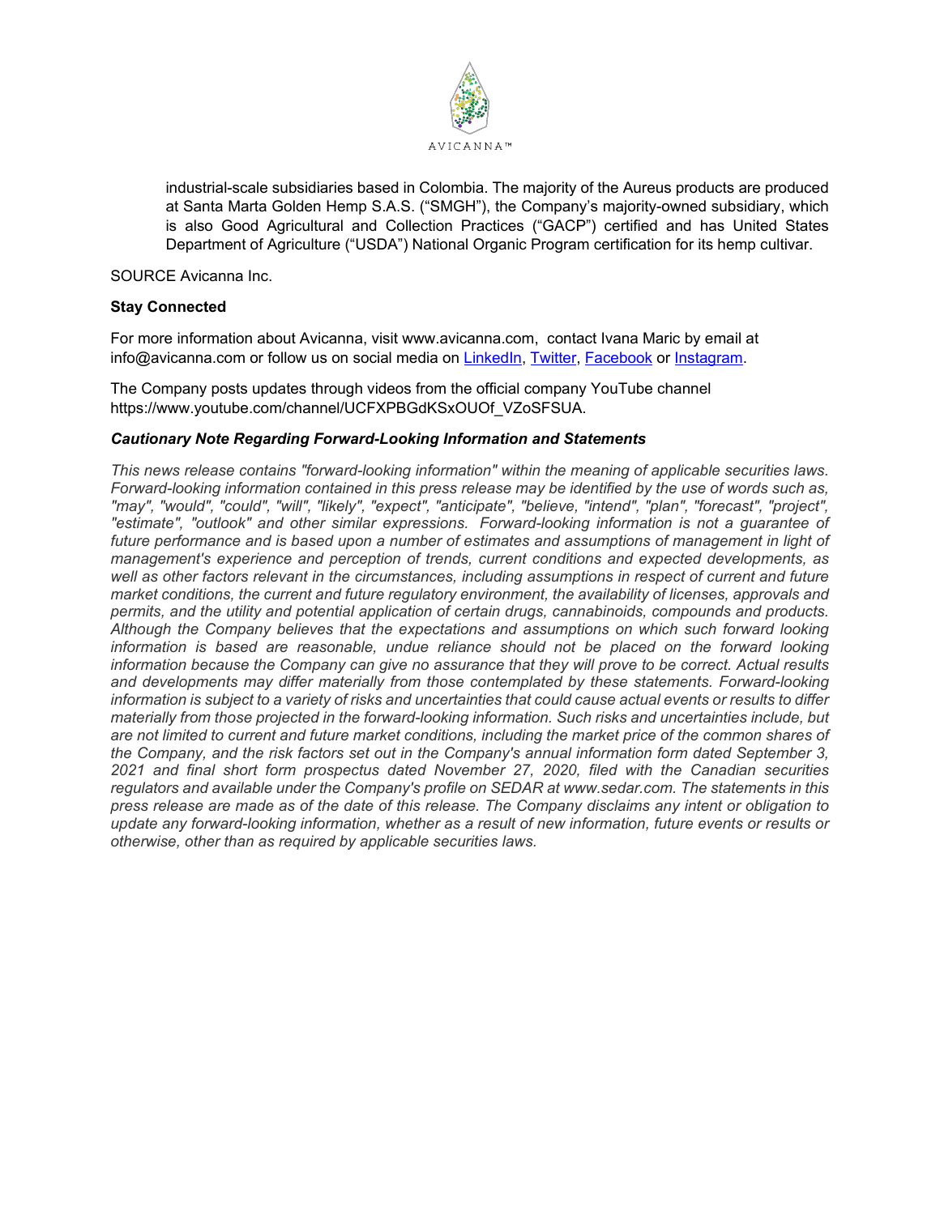industrial-scale subsidiaries based in Colombia. The majority of the Aureus products are produced at Santa Marta Golden Hemp S.A.S. ("SMGH"), the Company's majority-owned subsidiary, which is also Good Agricultural and Collection Practices ("GACP") certified and has United States Department of Agriculture ("USDA") National Organic Program certification for its hemp cultivar.

SOURCE Avicanna Inc.

**Stay Connected**

For more information about Avicanna, visit www.avicanna.com, contact Ivana Maric by email at info@avicanna.com or follow us on social media on LinkedIn, Twitter, Facebook or Instagram.

The Company posts updates through videos from the official company YouTube channel https://www.youtube.com/channel/UCFXPBGdKSxOUOf_VZoSFSUA.

***Cautionary Note Regarding Forward-Looking Information and Statements***

*This news release contains "forward-looking information" within the meaning of applicable securities laws. Forward-looking information contained in this press release may be identified by the use of words such as, "may", "would", "could", "will", "likely", "expect", "anticipate", "believe, "intend", "plan", "forecast", "project", "estimate", "outlook" and other similar expressions. Forward-looking information is not a guarantee of future performance and is based upon a number of estimates and assumptions of management in light of management's experience and perception of trends, current conditions and expected developments, as well as other factors relevant in the circumstances, including assumptions in respect of current and future market conditions, the current and future regulatory environment, the availability of licenses, approvals and permits, and the utility and potential application of certain drugs, cannabinoids, compounds and products. Although the Company believes that the expectations and assumptions on which such forward looking information is based are reasonable, undue reliance should not be placed on the forward looking information because the Company can give no assurance that they will prove to be correct. Actual results and developments may differ materially from those contemplated by these statements. Forward-looking information is subject to a variety of risks and uncertainties that could cause actual events or results to differ materially from those projected in the forward-looking information. Such risks and uncertainties include, but are not limited to current and future market conditions, including the market price of the common shares of the Company, and the risk factors set out in the Company's annual information form dated September 3, 2021 and final short form prospectus dated November 27, 2020, filed with the Canadian securities regulators and available under the Company's profile on SEDAR at www.sedar.com. The statements in this press release are made as of the date of this release. The Company disclaims any intent or obligation to update any forward-looking information, whether as a result of new information, future events or results or otherwise, other than as required by applicable securities laws.*